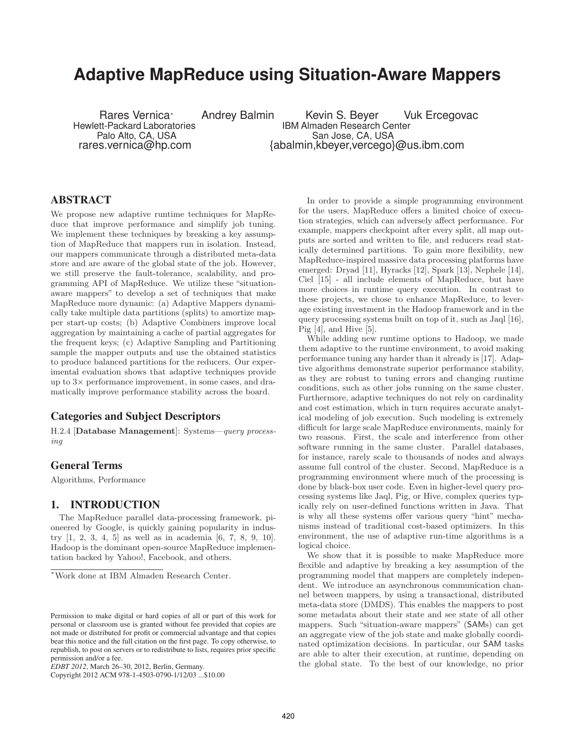# Adaptive MapReduce using Situation-Aware Mappers

Rares Vernica[*] Andrey Balmin Kevin S. Beyer Vuk Ercegovac

Hewlett-Packard Laboratories
Palo Alto, CA, USA
rares.vernica@hp.com

IBM Almaden Research Center
San Jose, CA, USA
{abalmin,kbeyer,vercego}@us.ibm.com

## ABSTRACT

We propose new adaptive runtime techniques for MapReduce that improve performance and simplify job tuning. We implement these techniques by breaking a key assumption of MapReduce that mappers run in isolation. Instead, our mappers communicate through a distributed meta-data store and are aware of the global state of the job. However, we still preserve the fault-tolerance, scalability, and programming API of MapReduce. We utilize these "situation-aware mappers" to develop a set of techniques that make MapReduce more dynamic: (a) Adaptive Mappers dynamically take multiple data partitions (splits) to amortize mapper start-up costs; (b) Adaptive Combiners improve local aggregation by maintaining a cache of partial aggregates for the frequent keys; (c) Adaptive Sampling and Partitioning sample the mapper outputs and use the obtained statistics to produce balanced partitions for the reducers. Our experimental evaluation shows that adaptive techniques provide up to 3× performance improvement, in some cases, and dramatically improve performance stability across the board.

## Categories and Subject Descriptors

H.2.4 [**Database Management**]: Systems—*query processing*

## General Terms

Algorithms, Performance

## 1. INTRODUCTION

The MapReduce parallel data-processing framework, pioneered by Google, is quickly gaining popularity in industry [1, 2, 3, 4, 5] as well as in academia [6, 7, 8, 9, 10]. Hadoop is the dominant open-source MapReduce implementation backed by Yahoo!, Facebook, and others.

[*]Work done at IBM Almaden Research Center.

Permission to make digital or hard copies of all or part of this work for personal or classroom use is granted without fee provided that copies are not made or distributed for profit or commercial advantage and that copies bear this notice and the full citation on the first page. To copy otherwise, to republish, to post on servers or to redistribute to lists, requires prior specific permission and/or a fee.
*EDBT 2012*, March 26–30, 2012, Berlin, Germany.
Copyright 2012 ACM 978-1-4503-0790-1/12/03 ...$10.00

In order to provide a simple programming environment for the users, MapReduce offers a limited choice of execution strategies, which can adversely affect performance. For example, mappers checkpoint after every split, all map outputs are sorted and written to file, and reducers read statically determined partitions. To gain more flexibility, new MapReduce-inspired massive data processing platforms have emerged: Dryad [11], Hyracks [12], Spark [13], Nephele [14], Ciel [15] - all include elements of MapReduce, but have more choices in runtime query execution. In contrast to these projects, we chose to enhance MapReduce, to leverage existing investment in the Hadoop framework and in the query processing systems built on top of it, such as Jaql [16], Pig [4], and Hive [5].

While adding new runtime options to Hadoop, we made them adaptive to the runtime environment, to avoid making performance tuning any harder than it already is [17]. Adaptive algorithms demonstrate superior performance stability, as they are robust to tuning errors and changing runtime conditions, such as other jobs running on the same cluster. Furthermore, adaptive techniques do not rely on cardinality and cost estimation, which in turn requires accurate analytical modeling of job execution. Such modeling is extremely difficult for large scale MapReduce environments, mainly for two reasons. First, the scale and interference from other software running in the same cluster. Parallel databases, for instance, rarely scale to thousands of nodes and always assume full control of the cluster. Second, MapReduce is a programming environment where much of the processing is done by black-box user code. Even in higher-level query processing systems like Jaql, Pig, or Hive, complex queries typically rely on user-defined functions written in Java. That is why all these systems offer various query "hint" mechanisms instead of traditional cost-based optimizers. In this environment, the use of adaptive run-time algorithms is a logical choice.

We show that it is possible to make MapReduce more flexible and adaptive by breaking a key assumption of the programming model that mappers are completely independent. We introduce an asynchronous communication channel between mappers, by using a transactional, distributed meta-data store (DMDS). This enables the mappers to post some metadata about their state and see state of all other mappers. Such "situation-aware mappers" (SAMs) can get an aggregate view of the job state and make globally coordinated optimization decisions. In particular, our SAM tasks are able to alter their execution, at runtime, depending on the global state. To the best of our knowledge, no prior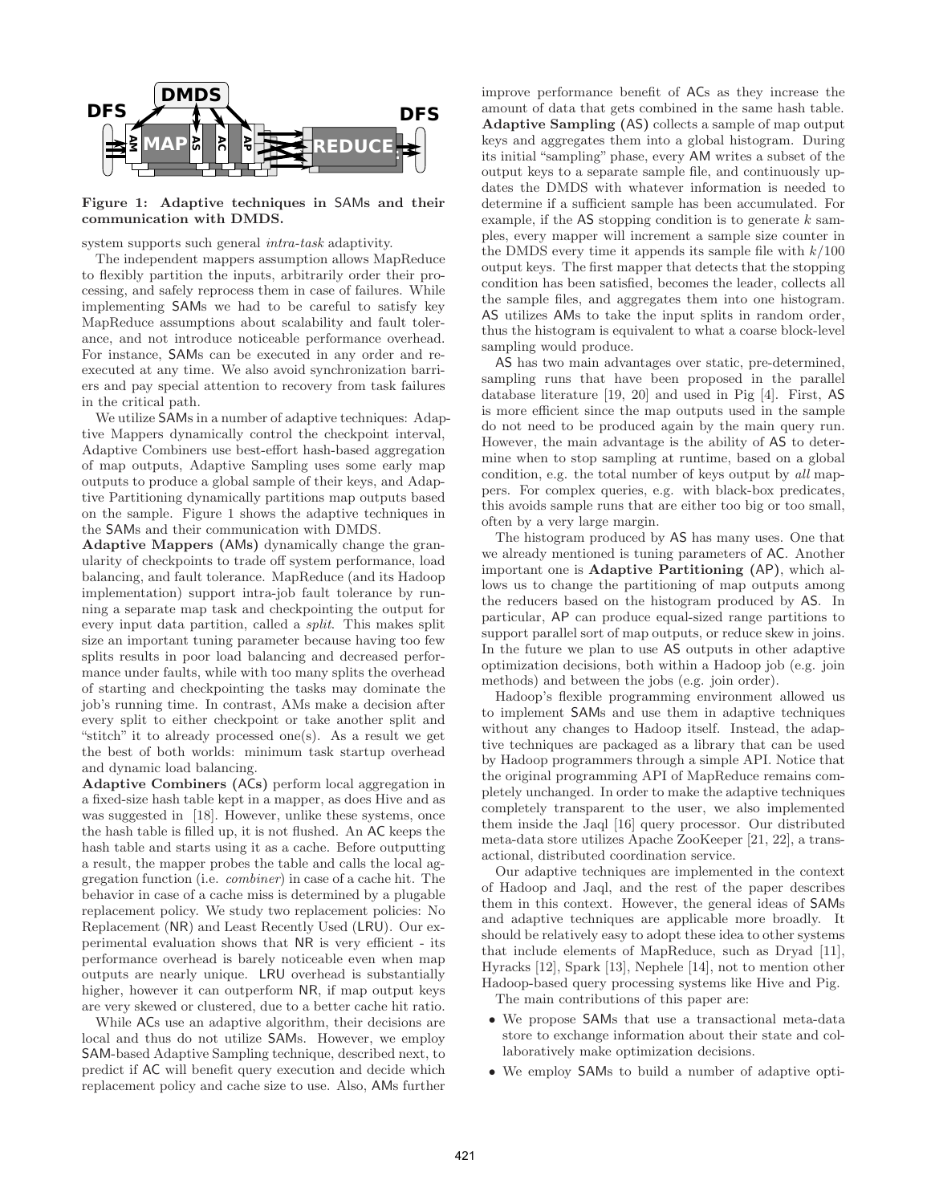Figure 1: Adaptive techniques in SAMs and their communication with DMDS.

system supports such general *intra-task* adaptivity.

The independent mappers assumption allows MapReduce to flexibly partition the inputs, arbitrarily order their processing, and safely reprocess them in case of failures. While implementing SAMs we had to be careful to satisfy key MapReduce assumptions about scalability and fault tolerance, and not introduce noticeable performance overhead. For instance, SAMs can be executed in any order and re-executed at any time. We also avoid synchronization barriers and pay special attention to recovery from task failures in the critical path.

We utilize SAMs in a number of adaptive techniques: Adaptive Mappers dynamically control the checkpoint interval, Adaptive Combiners use best-effort hash-based aggregation of map outputs, Adaptive Sampling uses some early map outputs to produce a global sample of their keys, and Adaptive Partitioning dynamically partitions map outputs based on the sample. Figure 1 shows the adaptive techniques in the SAMs and their communication with DMDS.

**Adaptive Mappers (AMs)** dynamically change the granularity of checkpoints to trade off system performance, load balancing, and fault tolerance. MapReduce (and its Hadoop implementation) support intra-job fault tolerance by running a separate map task and checkpointing the output for every input data partition, called a *split*. This makes split size an important tuning parameter because having too few splits results in poor load balancing and decreased performance under faults, while with too many splits the overhead of starting and checkpointing the tasks may dominate the job's running time. In contrast, AMs make a decision after every split to either checkpoint or take another split and "stitch" it to already processed one(s). As a result we get the best of both worlds: minimum task startup overhead and dynamic load balancing.

**Adaptive Combiners (ACs)** perform local aggregation in a fixed-size hash table kept in a mapper, as does Hive and as was suggested in [18]. However, unlike these systems, once the hash table is filled up, it is not flushed. An AC keeps the hash table and starts using it as a cache. Before outputting a result, the mapper probes the table and calls the local aggregation function (i.e. *combiner*) in case of a cache hit. The behavior in case of a cache miss is determined by a plugable replacement policy. We study two replacement policies: No Replacement (NR) and Least Recently Used (LRU). Our experimental evaluation shows that NR is very efficient - its performance overhead is barely noticeable even when map outputs are nearly unique. LRU overhead is substantially higher, however it can outperform NR, if map output keys are very skewed or clustered, due to a better cache hit ratio.

While ACs use an adaptive algorithm, their decisions are local and thus do not utilize SAMs. However, we employ SAM-based Adaptive Sampling technique, described next, to predict if AC will benefit query execution and decide which replacement policy and cache size to use. Also, AMs further improve performance benefit of ACs as they increase the amount of data that gets combined in the same hash table.

**Adaptive Sampling (AS)** collects a sample of map output keys and aggregates them into a global histogram. During its initial "sampling" phase, every AM writes a subset of the output keys to a separate sample file, and continuously updates the DMDS with whatever information is needed to determine if a sufficient sample has been accumulated. For example, if the AS stopping condition is to generate $k$ samples, every mapper will increment a sample size counter in the DMDS every time it appends its sample file with $k/100$ output keys. The first mapper that detects that the stopping condition has been satisfied, becomes the leader, collects all the sample files, and aggregates them into one histogram. AS utilizes AMs to take the input splits in random order, thus the histogram is equivalent to what a coarse block-level sampling would produce.

AS has two main advantages over static, pre-determined, sampling runs that have been proposed in the parallel database literature [19, 20] and used in Pig [4]. First, AS is more efficient since the map outputs used in the sample do not need to be produced again by the main query run. However, the main advantage is the ability of AS to determine when to stop sampling at runtime, based on a global condition, e.g. the total number of keys output by *all* mappers. For complex queries, e.g. with black-box predicates, this avoids sample runs that are either too big or too small, often by a very large margin.

The histogram produced by AS has many uses. One that we already mentioned is tuning parameters of AC. Another important one is **Adaptive Partitioning (AP)**, which allows us to change the partitioning of map outputs among the reducers based on the histogram produced by AS. In particular, AP can produce equal-sized range partitions to support parallel sort of map outputs, or reduce skew in joins. In the future we plan to use AS outputs in other adaptive optimization decisions, both within a Hadoop job (e.g. join methods) and between the jobs (e.g. join order).

Hadoop's flexible programming environment allowed us to implement SAMs and use them in adaptive techniques without any changes to Hadoop itself. Instead, the adaptive techniques are packaged as a library that can be used by Hadoop programmers through a simple API. Notice that the original programming API of MapReduce remains completely unchanged. In order to make the adaptive techniques completely transparent to the user, we also implemented them inside the Jaql [16] query processor. Our distributed meta-data store utilizes Apache ZooKeeper [21, 22], a transactional, distributed coordination service.

Our adaptive techniques are implemented in the context of Hadoop and Jaql, and the rest of the paper describes them in this context. However, the general ideas of SAMs and adaptive techniques are applicable more broadly. It should be relatively easy to adopt these idea to other systems that include elements of MapReduce, such as Dryad [11], Hyracks [12], Spark [13], Nephele [14], not to mention other Hadoop-based query processing systems like Hive and Pig.

The main contributions of this paper are:

- We propose SAMs that use a transactional meta-data store to exchange information about their state and collaboratively make optimization decisions.
- We employ SAMs to build a number of adaptive opti-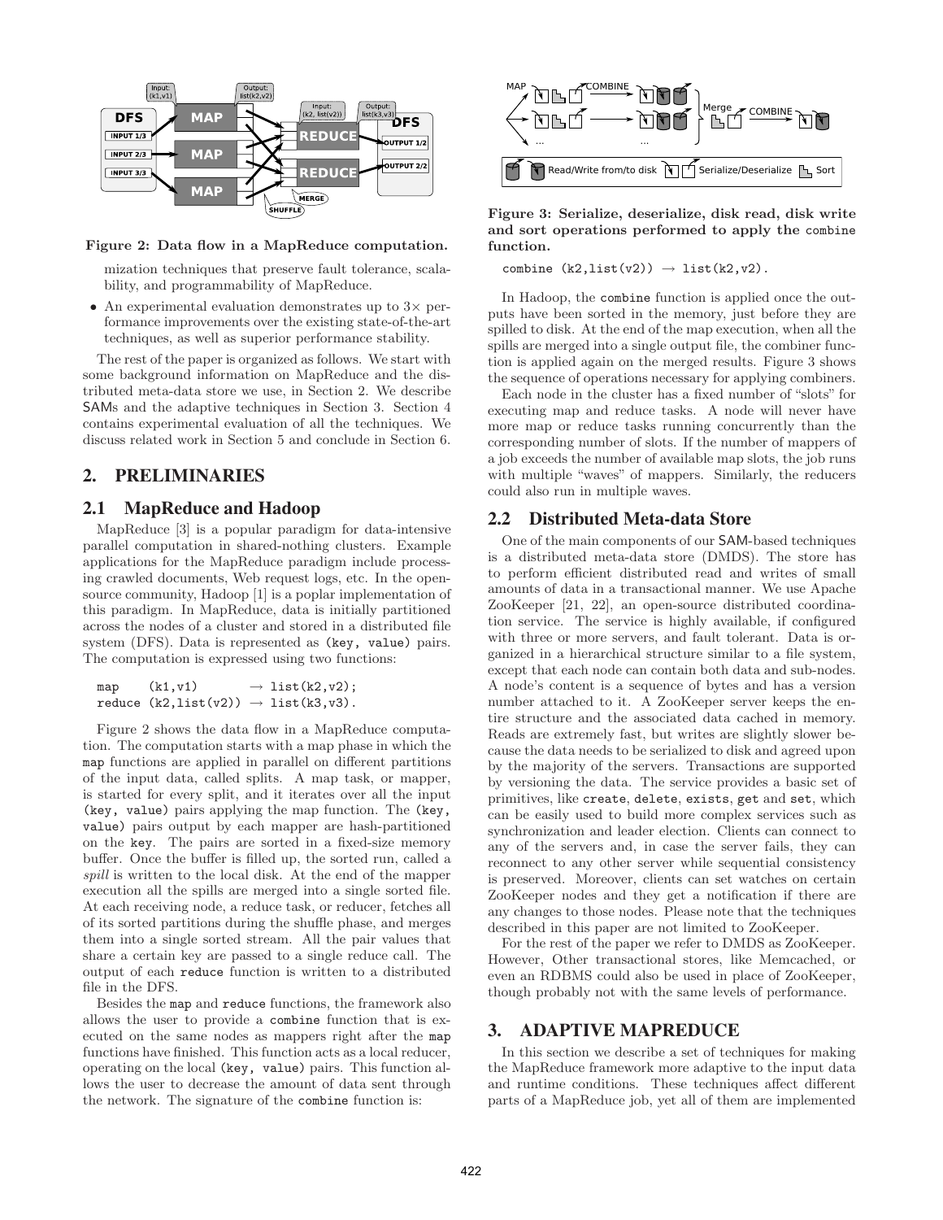Figure 2: Data flow in a MapReduce computation.

mization techniques that preserve fault tolerance, scalability, and programmability of MapReduce.

- An experimental evaluation demonstrates up to 3× performance improvements over the existing state-of-the-art techniques, as well as superior performance stability.

The rest of the paper is organized as follows. We start with some background information on MapReduce and the distributed meta-data store we use, in Section 2. We describe SAMs and the adaptive techniques in Section 3. Section 4 contains experimental evaluation of all the techniques. We discuss related work in Section 5 and conclude in Section 6.

## 2. PRELIMINARIES

### 2.1 MapReduce and Hadoop

MapReduce [3] is a popular paradigm for data-intensive parallel computation in shared-nothing clusters. Example applications for the MapReduce paradigm include processing crawled documents, Web request logs, etc. In the open-source community, Hadoop [1] is a poplar implementation of this paradigm. In MapReduce, data is initially partitioned across the nodes of a cluster and stored in a distributed file system (DFS). Data is represented as `(key, value)` pairs. The computation is expressed using two functions:

```
map    (k1,v1)        → list(k2,v2);
reduce (k2,list(v2))  → list(k3,v3).
```

Figure 2 shows the data flow in a MapReduce computation. The computation starts with a map phase in which the `map` functions are applied in parallel on different partitions of the input data, called splits. A map task, or mapper, is started for every split, and it iterates over all the input `(key, value)` pairs applying the map function. The `(key, value)` pairs output by each mapper are hash-partitioned on the `key`. The pairs are sorted in a fixed-size memory buffer. Once the buffer is filled up, the sorted run, called a *spill* is written to the local disk. At the end of the mapper execution all the spills are merged into a single sorted file. At each receiving node, a reduce task, or reducer, fetches all of its sorted partitions during the shuffle phase, and merges them into a single sorted stream. All the pair values that share a certain key are passed to a single reduce call. The output of each `reduce` function is written to a distributed file in the DFS.

Besides the `map` and `reduce` functions, the framework also allows the user to provide a `combine` function that is executed on the same nodes as mappers right after the `map` functions have finished. This function acts as a local reducer, operating on the local `(key, value)` pairs. This function allows the user to decrease the amount of data sent through the network. The signature of the `combine` function is:

Figure 3: Serialize, deserialize, disk read, disk write and sort operations performed to apply the combine function.

```
combine (k2,list(v2)) → list(k2,v2).
```

In Hadoop, the `combine` function is applied once the outputs have been sorted in the memory, just before they are spilled to disk. At the end of the map execution, when all the spills are merged into a single output file, the combiner function is applied again on the merged results. Figure 3 shows the sequence of operations necessary for applying combiners.

Each node in the cluster has a fixed number of "slots" for executing map and reduce tasks. A node will never have more map or reduce tasks running concurrently than the corresponding number of slots. If the number of mappers of a job exceeds the number of available map slots, the job runs with multiple "waves" of mappers. Similarly, the reducers could also run in multiple waves.

### 2.2 Distributed Meta-data Store

One of the main components of our SAM-based techniques is a distributed meta-data store (DMDS). The store has to perform efficient distributed read and writes of small amounts of data in a transactional manner. We use Apache ZooKeeper [21, 22], an open-source distributed coordination service. The service is highly available, if configured with three or more servers, and fault tolerant. Data is organized in a hierarchical structure similar to a file system, except that each node can contain both data and sub-nodes. A node's content is a sequence of bytes and has a version number attached to it. A ZooKeeper server keeps the entire structure and the associated data cached in memory. Reads are extremely fast, but writes are slightly slower because the data needs to be serialized to disk and agreed upon by the majority of the servers. Transactions are supported by versioning the data. The service provides a basic set of primitives, like `create`, `delete`, `exists`, `get` and `set`, which can be easily used to build more complex services such as synchronization and leader election. Clients can connect to any of the servers and, in case the server fails, they can reconnect to any other server while sequential consistency is preserved. Moreover, clients can set watches on certain ZooKeeper nodes and they get a notification if there are any changes to those nodes. Please note that the techniques described in this paper are not limited to ZooKeeper.

For the rest of the paper we refer to DMDS as ZooKeeper. However, Other transactional stores, like Memcached, or even an RDBMS could also be used in place of ZooKeeper, though probably not with the same levels of performance.

## 3. ADAPTIVE MAPREDUCE

In this section we describe a set of techniques for making the MapReduce framework more adaptive to the input data and runtime conditions. These techniques affect different parts of a MapReduce job, yet all of them are implemented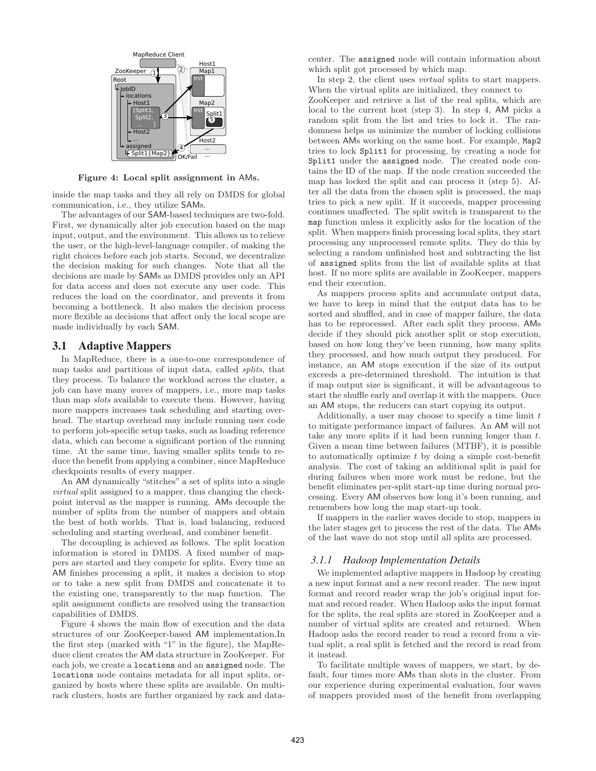Figure 4: Local split assignment in AMs.

inside the map tasks and they all rely on DMDS for global communication, i.e., they utilize SAMs.

The advantages of our SAM-based techniques are two-fold. First, we dynamically alter job execution based on the map input, output, and the environment. This allows us to relieve the user, or the high-level-language compiler, of making the right choices before each job starts. Second, we decentralize the decision making for such changes. Note that all the decisions are made by SAMs as DMDS provides only an API for data access and does not execute any user code. This reduces the load on the coordinator, and prevents it from becoming a bottleneck. It also makes the decision process more flexible as decisions that affect only the local scope are made individually by each SAM.

## 3.1 Adaptive Mappers

In MapReduce, there is a one-to-one correspondence of map tasks and partitions of input data, called *splits*, that they process. To balance the workload across the cluster, a job can have many *waves* of mappers, i.e., more map tasks than map *slots* available to execute them. However, having more mappers increases task scheduling and starting overhead. The startup overhead may include running user code to perform job-specific setup tasks, such as loading reference data, which can become a significant portion of the running time. At the same time, having smaller splits tends to reduce the benefit from applying a combiner, since MapReduce checkpoints results of every mapper.

An AM dynamically "stitches" a set of splits into a single *virtual* split assigned to a mapper, thus changing the checkpoint interval as the mapper is running. AMs decouple the number of splits from the number of mappers and obtain the best of both worlds. That is, load balancing, reduced scheduling and starting overhead, and combiner benefit.

The decoupling is achieved as follows. The split location information is stored in DMDS. A fixed number of mappers are started and they compete for splits. Every time an AM finishes processing a split, it makes a decision to stop or to take a new split from DMDS and concatenate it to the existing one, transparently to the map function. The split assignment conflicts are resolved using the transaction capabilities of DMDS.

Figure 4 shows the main flow of execution and the data structures of our ZooKeeper-based AM implementation.In the first step (marked with "1" in the figure), the MapReduce client creates the AM data structure in ZooKeeper. For each job, we create a `locations` and an `assigned` node. The `locations` node contains metadata for all input splits, organized by hosts where these splits are available. On multi-rack clusters, hosts are further organized by rack and datacenter. The `assigned` node will contain information about which split got processed by which map.

In step 2, the client uses *virtual* splits to start mappers. When the virtual splits are initialized, they connect to ZooKeeper and retrieve a list of the real splits, which are local to the current host (step 3). In step 4, AM picks a random split from the list and tries to lock it. The randomness helps us minimize the number of locking collisions between AMs working on the same host. For example, `Map2` tries to lock `Split1` for processing, by creating a node for `Split1` under the `assigned` node. The created node contains the ID of the map. If the node creation succeeded the map has locked the split and can process it (step 5). After all the data from the chosen split is processed, the map tries to pick a new split. If it succeeds, mapper processing continues unaffected. The split switch is transparent to the `map` function unless it explicitly asks for the location of the split. When mappers finish processing local splits, they start processing any unprocessed remote splits. They do this by selecting a random unfinished host and subtracting the list of `assigned` splits from the list of available splits at that host. If no more splits are available in ZooKeeper, mappers end their execution.

As mappers process splits and accumulate output data, we have to keep in mind that the output data has to be sorted and shuffled, and in case of mapper failure, the data has to be reprocessed. After each split they process, AMs decide if they should pick another split or stop execution, based on how long they've been running, how many splits they processed, and how much output they produced. For instance, an AM stops execution if the size of its output exceeds a pre-determined threshold. The intuition is that if map output size is significant, it will be advantageous to start the shuffle early and overlap it with the mappers. Once an AM stops, the reducers can start copying its output.

Additionally, a user may choose to specify a time limit $t$ to mitigate performance impact of failures. An AM will not take any more splits if it had been running longer than $t$. Given a mean time between failures (MTBF), it is possible to automatically optimize $t$ by doing a simple cost-benefit analysis. The cost of taking an additional split is paid for during failures when more work must be redone, but the benefit eliminates per-split start-up time during normal processing. Every AM observes how long it's been running, and remembers how long the map start-up took.

If mappers in the earlier waves decide to stop, mappers in the later stages get to process the rest of the data. The AMs of the last wave do not stop until all splits are processed.

### 3.1.1 Hadoop Implementation Details

We implemented adaptive mappers in Hadoop by creating a new input format and a new record reader. The new input format and record reader wrap the job's original input format and record reader. When Hadoop asks the input format for the splits, the real splits are stored in ZooKeeper and a number of virtual splits are created and returned. When Hadoop asks the record reader to read a record from a virtual split, a real split is fetched and the record is read from it instead.

To facilitate multiple waves of mappers, we start, by default, four times more AMs than slots in the cluster. From our experience during experimental evaluation, four waves of mappers provided most of the benefit from overlapping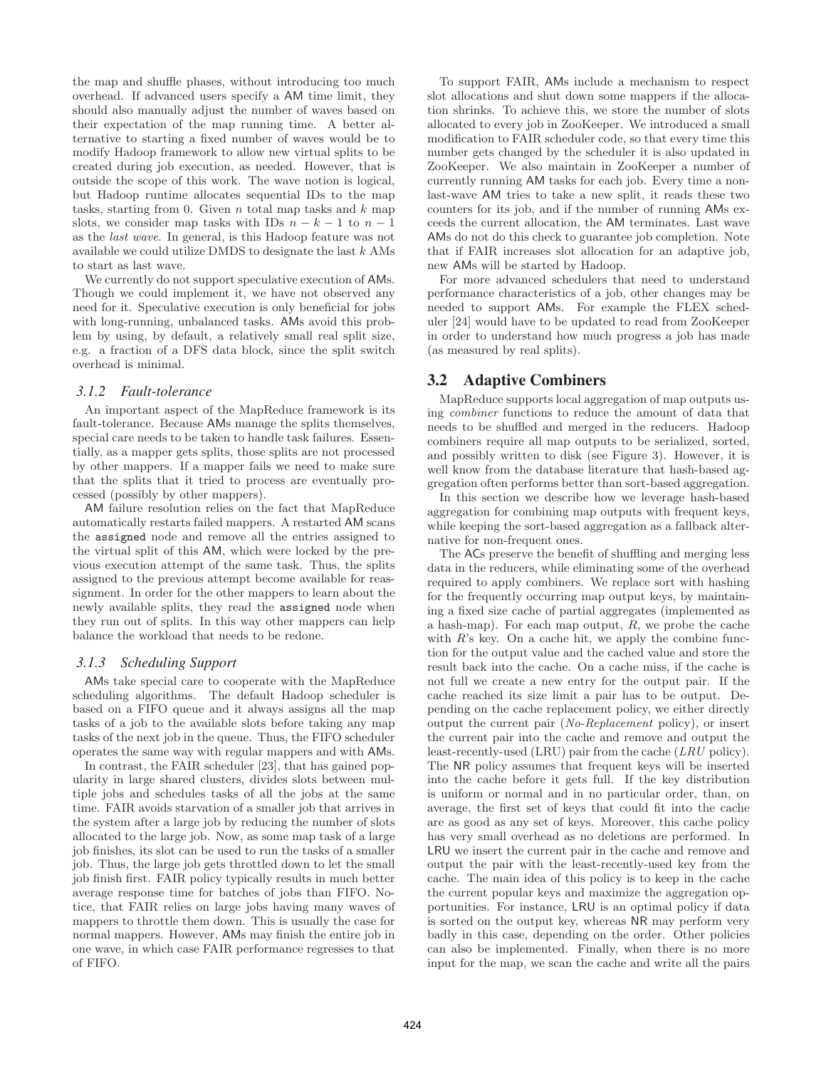the map and shuffle phases, without introducing too much overhead. If advanced users specify a AM time limit, they should also manually adjust the number of waves based on their expectation of the map running time. A better alternative to starting a fixed number of waves would be to modify Hadoop framework to allow new virtual splits to be created during job execution, as needed. However, that is outside the scope of this work. The wave notion is logical, but Hadoop runtime allocates sequential IDs to the map tasks, starting from 0. Given $n$ total map tasks and $k$ map slots, we consider map tasks with IDs $n-k-1$ to $n-1$ as the *last wave*. In general, is this Hadoop feature was not available we could utilize DMDS to designate the last $k$ AMs to start as last wave.

We currently do not support speculative execution of AMs. Though we could implement it, we have not observed any need for it. Speculative execution is only beneficial for jobs with long-running, unbalanced tasks. AMs avoid this problem by using, by default, a relatively small real split size, e.g. a fraction of a DFS data block, since the split switch overhead is minimal.

### 3.1.2 Fault-tolerance

An important aspect of the MapReduce framework is its fault-tolerance. Because AMs manage the splits themselves, special care needs to be taken to handle task failures. Essentially, as a mapper gets splits, those splits are not processed by other mappers. If a mapper fails we need to make sure that the splits that it tried to process are eventually processed (possibly by other mappers).

AM failure resolution relies on the fact that MapReduce automatically restarts failed mappers. A restarted AM scans the `assigned` node and remove all the entries assigned to the virtual split of this AM, which were locked by the previous execution attempt of the same task. Thus, the splits assigned to the previous attempt become available for reassignment. In order for the other mappers to learn about the newly available splits, they read the `assigned` node when they run out of splits. In this way other mappers can help balance the workload that needs to be redone.

### 3.1.3 Scheduling Support

AMs take special care to cooperate with the MapReduce scheduling algorithms. The default Hadoop scheduler is based on a FIFO queue and it always assigns all the map tasks of a job to the available slots before taking any map tasks of the next job in the queue. Thus, the FIFO scheduler operates the same way with regular mappers and with AMs.

In contrast, the FAIR scheduler [23], that has gained popularity in large shared clusters, divides slots between multiple jobs and schedules tasks of all the jobs at the same time. FAIR avoids starvation of a smaller job that arrives in the system after a large job by reducing the number of slots allocated to the large job. Now, as some map task of a large job finishes, its slot can be used to run the tasks of a smaller job. Thus, the large job gets throttled down to let the small job finish first. FAIR policy typically results in much better average response time for batches of jobs than FIFO. Notice, that FAIR relies on large jobs having many waves of mappers to throttle them down. This is usually the case for normal mappers. However, AMs may finish the entire job in one wave, in which case FAIR performance regresses to that of FIFO.

To support FAIR, AMs include a mechanism to respect slot allocations and shut down some mappers if the allocation shrinks. To achieve this, we store the number of slots allocated to every job in ZooKeeper. We introduced a small modification to FAIR scheduler code, so that every time this number gets changed by the scheduler it is also updated in ZooKeeper. We also maintain in ZooKeeper a number of currently running AM tasks for each job. Every time a non-last-wave AM tries to take a new split, it reads these two counters for its job, and if the number of running AMs exceeds the current allocation, the AM terminates. Last wave AMs do not do this check to guarantee job completion. Note that if FAIR increases slot allocation for an adaptive job, new AMs will be started by Hadoop.

For more advanced schedulers that need to understand performance characteristics of a job, other changes may be needed to support AMs. For example the FLEX scheduler [24] would have to be updated to read from ZooKeeper in order to understand how much progress a job has made (as measured by real splits).

## 3.2 Adaptive Combiners

MapReduce supports local aggregation of map outputs using *combiner* functions to reduce the amount of data that needs to be shuffled and merged in the reducers. Hadoop combiners require all map outputs to be serialized, sorted, and possibly written to disk (see Figure 3). However, it is well know from the database literature that hash-based aggregation often performs better than sort-based aggregation.

In this section we describe how we leverage hash-based aggregation for combining map outputs with frequent keys, while keeping the sort-based aggregation as a fallback alternative for non-frequent ones.

The ACs preserve the benefit of shuffling and merging less data in the reducers, while eliminating some of the overhead required to apply combiners. We replace sort with hashing for the frequently occurring map output keys, by maintaining a fixed size cache of partial aggregates (implemented as a hash-map). For each map output, $R$, we probe the cache with $R$'s key. On a cache hit, we apply the combine function for the output value and the cached value and store the result back into the cache. On a cache miss, if the cache is not full we create a new entry for the output pair. If the cache reached its size limit a pair has to be output. Depending on the cache replacement policy, we either directly output the current pair (*No-Replacement* policy), or insert the current pair into the cache and remove and output the least-recently-used (LRU) pair from the cache (*LRU* policy). The NR policy assumes that frequent keys will be inserted into the cache before it gets full. If the key distribution is uniform or normal and in no particular order, than, on average, the first set of keys that could fit into the cache are as good as any set of keys. Moreover, this cache policy has very small overhead as no deletions are performed. In LRU we insert the current pair in the cache and remove and output the pair with the least-recently-used key from the cache. The main idea of this policy is to keep in the cache the current popular keys and maximize the aggregation opportunities. For instance, LRU is an optimal policy if data is sorted on the output key, whereas NR may perform very badly in this case, depending on the order. Other policies can also be implemented. Finally, when there is no more input for the map, we scan the cache and write all the pairs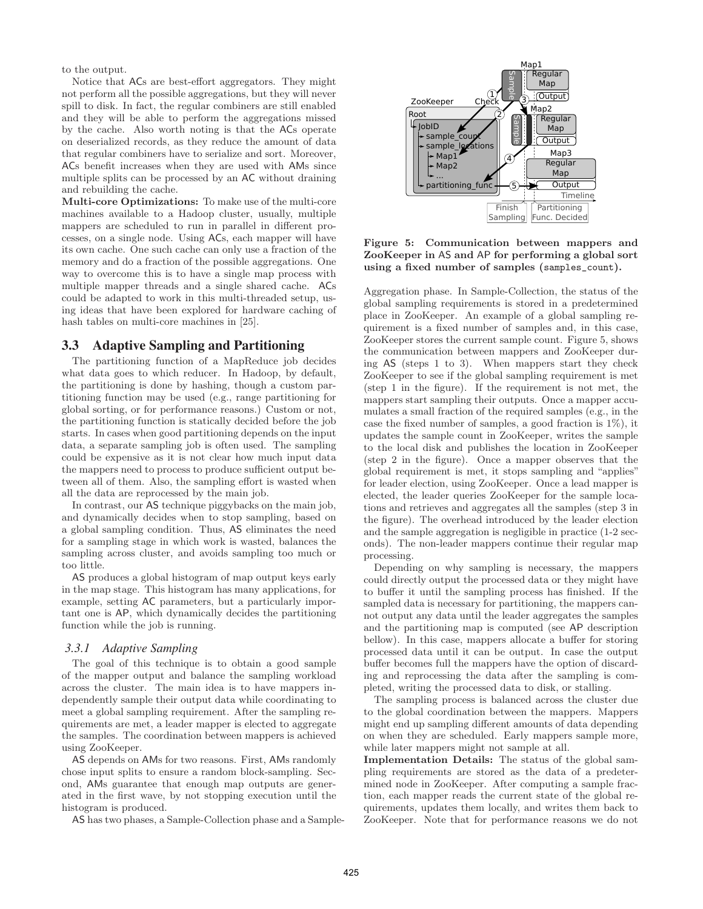to the output.

Notice that ACs are best-effort aggregators. They might not perform all the possible aggregations, but they will never spill to disk. In fact, the regular combiners are still enabled and they will be able to perform the aggregations missed by the cache. Also worth noting is that the ACs operate on deserialized records, as they reduce the amount of data that regular combiners have to serialize and sort. Moreover, ACs benefit increases when they are used with AMs since multiple splits can be processed by an AC without draining and rebuilding the cache.

**Multi-core Optimizations:** To make use of the multi-core machines available to a Hadoop cluster, usually, multiple mappers are scheduled to run in parallel in different processes, on a single node. Using ACs, each mapper will have its own cache. One such cache can only use a fraction of the memory and do a fraction of the possible aggregations. One way to overcome this is to have a single map process with multiple mapper threads and a single shared cache. ACs could be adapted to work in this multi-threaded setup, using ideas that have been explored for hardware caching of hash tables on multi-core machines in [25].

## 3.3 Adaptive Sampling and Partitioning

The partitioning function of a MapReduce job decides what data goes to which reducer. In Hadoop, by default, the partitioning is done by hashing, though a custom partitioning function may be used (e.g., range partitioning for global sorting, or for performance reasons.) Custom or not, the partitioning function is statically decided before the job starts. In cases when good partitioning depends on the input data, a separate sampling job is often used. The sampling could be expensive as it is not clear how much input data the mappers need to process to produce sufficient output between all of them. Also, the sampling effort is wasted when all the data are reprocessed by the main job.

In contrast, our AS technique piggybacks on the main job, and dynamically decides when to stop sampling, based on a global sampling condition. Thus, AS eliminates the need for a sampling stage in which work is wasted, balances the sampling across cluster, and avoids sampling too much or too little.

AS produces a global histogram of map output keys early in the map stage. This histogram has many applications, for example, setting AC parameters, but a particularly important one is AP, which dynamically decides the partitioning function while the job is running.

### 3.3.1 Adaptive Sampling

The goal of this technique is to obtain a good sample of the mapper output and balance the sampling workload across the cluster. The main idea is to have mappers independently sample their output data while coordinating to meet a global sampling requirement. After the sampling requirements are met, a leader mapper is elected to aggregate the samples. The coordination between mappers is achieved using ZooKeeper.

AS depends on AMs for two reasons. First, AMs randomly chose input splits to ensure a random block-sampling. Second, AMs guarantee that enough map outputs are generated in the first wave, by not stopping execution until the histogram is produced.

AS has two phases, a Sample-Collection phase and a Sample-

Map1
Regular Map
Sample
Output
ZooKeeper
Check
1
2
3
Map2
Root
JobID
sample_count
sample_locations
Map1
Map2
...
partitioning_func
Regular Map
Sample
Output
Map3
Regular Map
4
5
Output
Timeline
Finish Sampling
Partitioning Func. Decided

**Figure 5: Communication between mappers and ZooKeeper in AS and AP for performing a global sort using a fixed number of samples (`samples_count`).**

Aggregation phase. In Sample-Collection, the status of the global sampling requirements is stored in a predetermined place in ZooKeeper. An example of a global sampling requirement is a fixed number of samples and, in this case, ZooKeeper stores the current sample count. Figure 5, shows the communication between mappers and ZooKeeper during AS (steps 1 to 3). When mappers start they check ZooKeeper to see if the global sampling requirement is met (step 1 in the figure). If the requirement is not met, the mappers start sampling their outputs. Once a mapper accumulates a small fraction of the required samples (e.g., in the case the fixed number of samples, a good fraction is 1%), it updates the sample count in ZooKeeper, writes the sample to the local disk and publishes the location in ZooKeeper (step 2 in the figure). Once a mapper observes that the global requirement is met, it stops sampling and "applies" for leader election, using ZooKeeper. Once a lead mapper is elected, the leader queries ZooKeeper for the sample locations and retrieves and aggregates all the samples (step 3 in the figure). The overhead introduced by the leader election and the sample aggregation is negligible in practice (1-2 seconds). The non-leader mappers continue their regular map processing.

Depending on why sampling is necessary, the mappers could directly output the processed data or they might have to buffer it until the sampling process has finished. If the sampled data is necessary for partitioning, the mappers cannot output any data until the leader aggregates the samples and the partitioning map is computed (see AP description bellow). In this case, mappers allocate a buffer for storing processed data until it can be output. In case the output buffer becomes full the mappers have the option of discarding and reprocessing the data after the sampling is completed, writing the processed data to disk, or stalling.

The sampling process is balanced across the cluster due to the global coordination between the mappers. Mappers might end up sampling different amounts of data depending on when they are scheduled. Early mappers sample more, while later mappers might not sample at all.

**Implementation Details:** The status of the global sampling requirements are stored as the data of a predetermined node in ZooKeeper. After computing a sample fraction, each mapper reads the current state of the global requirements, updates them locally, and writes them back to ZooKeeper. Note that for performance reasons we do not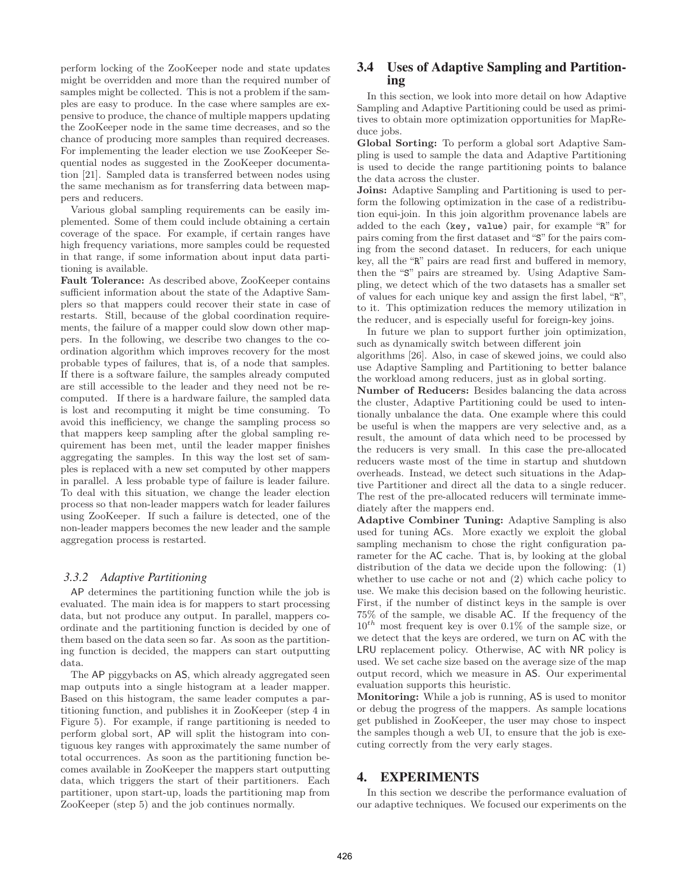perform locking of the ZooKeeper node and state updates might be overridden and more than the required number of samples might be collected. This is not a problem if the samples are easy to produce. In the case where samples are expensive to produce, the chance of multiple mappers updating the ZooKeeper node in the same time decreases, and so the chance of producing more samples than required decreases. For implementing the leader election we use ZooKeeper Sequential nodes as suggested in the ZooKeeper documentation [21]. Sampled data is transferred between nodes using the same mechanism as for transferring data between mappers and reducers.

Various global sampling requirements can be easily implemented. Some of them could include obtaining a certain coverage of the space. For example, if certain ranges have high frequency variations, more samples could be requested in that range, if some information about input data partitioning is available.

**Fault Tolerance:** As described above, ZooKeeper contains sufficient information about the state of the Adaptive Samplers so that mappers could recover their state in case of restarts. Still, because of the global coordination requirements, the failure of a mapper could slow down other mappers. In the following, we describe two changes to the coordination algorithm which improves recovery for the most probable types of failures, that is, of a node that samples. If there is a software failure, the samples already computed are still accessible to the leader and they need not be recomputed. If there is a hardware failure, the sampled data is lost and recomputing it might be time consuming. To avoid this inefficiency, we change the sampling process so that mappers keep sampling after the global sampling requirement has been met, until the leader mapper finishes aggregating the samples. In this way the lost set of samples is replaced with a new set computed by other mappers in parallel. A less probable type of failure is leader failure. To deal with this situation, we change the leader election process so that non-leader mappers watch for leader failures using ZooKeeper. If such a failure is detected, one of the non-leader mappers becomes the new leader and the sample aggregation process is restarted.

#### *3.3.2 Adaptive Partitioning*

AP determines the partitioning function while the job is evaluated. The main idea is for mappers to start processing data, but not produce any output. In parallel, mappers coordinate and the partitioning function is decided by one of them based on the data seen so far. As soon as the partitioning function is decided, the mappers can start outputting data.

The AP piggybacks on AS, which already aggregated seen map outputs into a single histogram at a leader mapper. Based on this histogram, the same leader computes a partitioning function, and publishes it in ZooKeeper (step 4 in Figure 5). For example, if range partitioning is needed to perform global sort, AP will split the histogram into contiguous key ranges with approximately the same number of total occurrences. As soon as the partitioning function becomes available in ZooKeeper the mappers start outputting data, which triggers the start of their partitioners. Each partitioner, upon start-up, loads the partitioning map from ZooKeeper (step 5) and the job continues normally.

### 3.4 Uses of Adaptive Sampling and Partitioning

In this section, we look into more detail on how Adaptive Sampling and Adaptive Partitioning could be used as primitives to obtain more optimization opportunities for MapReduce jobs.

**Global Sorting:** To perform a global sort Adaptive Sampling is used to sample the data and Adaptive Partitioning is used to decide the range partitioning points to balance the data across the cluster.

**Joins:** Adaptive Sampling and Partitioning is used to perform the following optimization in the case of a redistribution equi-join. In this join algorithm provenance labels are added to the each `(key, value)` pair, for example "`R`" for pairs coming from the first dataset and "`S`" for the pairs coming from the second dataset. In reducers, for each unique key, all the "`R`" pairs are read first and buffered in memory, then the "`S`" pairs are streamed by. Using Adaptive Sampling, we detect which of the two datasets has a smaller set of values for each unique key and assign the first label, "`R`", to it. This optimization reduces the memory utilization in the reducer, and is especially useful for foreign-key joins.

In future we plan to support further join optimization, such as dynamically switch between different join algorithms [26]. Also, in case of skewed joins, we could also use Adaptive Sampling and Partitioning to better balance the workload among reducers, just as in global sorting.

**Number of Reducers:** Besides balancing the data across the cluster, Adaptive Partitioning could be used to intentionally unbalance the data. One example where this could be useful is when the mappers are very selective and, as a result, the amount of data which need to be processed by the reducers is very small. In this case the pre-allocated reducers waste most of the time in startup and shutdown overheads. Instead, we detect such situations in the Adaptive Partitioner and direct all the data to a single reducer. The rest of the pre-allocated reducers will terminate immediately after the mappers end.

**Adaptive Combiner Tuning:** Adaptive Sampling is also used for tuning ACs. More exactly we exploit the global sampling mechanism to chose the right configuration parameter for the AC cache. That is, by looking at the global distribution of the data we decide upon the following: (1) whether to use cache or not and (2) which cache policy to use. We make this decision based on the following heuristic. First, if the number of distinct keys in the sample is over 75% of the sample, we disable AC. If the frequency of the $10^{th}$ most frequent key is over 0.1% of the sample size, or we detect that the keys are ordered, we turn on AC with the LRU replacement policy. Otherwise, AC with NR policy is used. We set cache size based on the average size of the map output record, which we measure in AS. Our experimental evaluation supports this heuristic.

**Monitoring:** While a job is running, AS is used to monitor or debug the progress of the mappers. As sample locations get published in ZooKeeper, the user may chose to inspect the samples though a web UI, to ensure that the job is executing correctly from the very early stages.

## 4. EXPERIMENTS

In this section we describe the performance evaluation of our adaptive techniques. We focused our experiments on the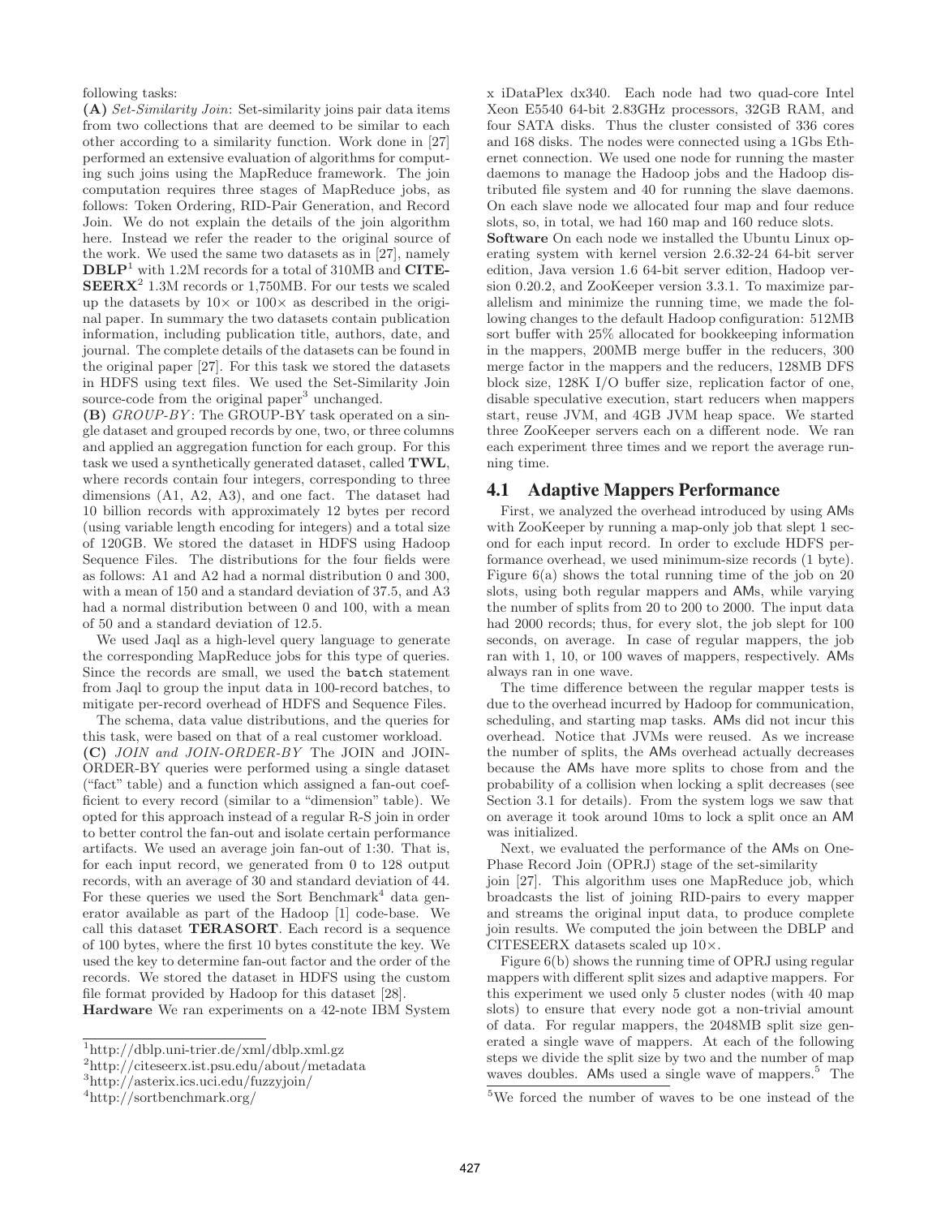following tasks:

**(A)** *Set-Similarity Join*: Set-similarity joins pair data items from two collections that are deemed to be similar to each other according to a similarity function. Work done in [27] performed an extensive evaluation of algorithms for computing such joins using the MapReduce framework. The join computation requires three stages of MapReduce jobs, as follows: Token Ordering, RID-Pair Generation, and Record Join. We do not explain the details of the join algorithm here. Instead we refer the reader to the original source of the work. We used the same two datasets as in [27], namely **DBLP**[1] with 1.2M records for a total of 310MB and **CITESEERX**[2] 1.3M records or 1,750MB. For our tests we scaled up the datasets by 10× or 100× as described in the original paper. In summary the two datasets contain publication information, including publication title, authors, date, and journal. The complete details of the datasets can be found in the original paper [27]. For this task we stored the datasets in HDFS using text files. We used the Set-Similarity Join source-code from the original paper[3] unchanged.

**(B)** *GROUP-BY*: The GROUP-BY task operated on a single dataset and grouped records by one, two, or three columns and applied an aggregation function for each group. For this task we used a synthetically generated dataset, called **TWL**, where records contain four integers, corresponding to three dimensions (A1, A2, A3), and one fact. The dataset had 10 billion records with approximately 12 bytes per record (using variable length encoding for integers) and a total size of 120GB. We stored the dataset in HDFS using Hadoop Sequence Files. The distributions for the four fields were as follows: A1 and A2 had a normal distribution 0 and 300, with a mean of 150 and a standard deviation of 37.5, and A3 had a normal distribution between 0 and 100, with a mean of 50 and a standard deviation of 12.5.

We used Jaql as a high-level query language to generate the corresponding MapReduce jobs for this type of queries. Since the records are small, we used the `batch` statement from Jaql to group the input data in 100-record batches, to mitigate per-record overhead of HDFS and Sequence Files.

The schema, data value distributions, and the queries for this task, were based on that of a real customer workload.

**(C)** *JOIN and JOIN-ORDER-BY* The JOIN and JOIN-ORDER-BY queries were performed using a single dataset ("fact" table) and a function which assigned a fan-out coefficient to every record (similar to a "dimension" table). We opted for this approach instead of a regular R-S join in order to better control the fan-out and isolate certain performance artifacts. We used an average join fan-out of 1:30. That is, for each input record, we generated from 0 to 128 output records, with an average of 30 and standard deviation of 44. For these queries we used the Sort Benchmark[4] data generator available as part of the Hadoop [1] code-base. We call this dataset **TERASORT**. Each record is a sequence of 100 bytes, where the first 10 bytes constitute the key. We used the key to determine fan-out factor and the order of the records. We stored the dataset in HDFS using the custom file format provided by Hadoop for this dataset [28].

**Hardware** We ran experiments on a 42-note IBM System x iDataPlex dx340. Each node had two quad-core Intel Xeon E5540 64-bit 2.83GHz processors, 32GB RAM, and four SATA disks. Thus the cluster consisted of 336 cores and 168 disks. The nodes were connected using a 1Gbs Ethernet connection. We used one node for running the master daemons to manage the Hadoop jobs and the Hadoop distributed file system and 40 for running the slave daemons. On each slave node we allocated four map and four reduce slots, so, in total, we had 160 map and 160 reduce slots.

**Software** On each node we installed the Ubuntu Linux operating system with kernel version 2.6.32-24 64-bit server edition, Java version 1.6 64-bit server edition, Hadoop version 0.20.2, and ZooKeeper version 3.3.1. To maximize parallelism and minimize the running time, we made the following changes to the default Hadoop configuration: 512MB sort buffer with 25% allocated for bookkeeping information in the mappers, 200MB merge buffer in the reducers, 300 merge factor in the mappers and the reducers, 128MB DFS block size, 128K I/O buffer size, replication factor of one, disable speculative execution, start reducers when mappers start, reuse JVM, and 4GB JVM heap space. We started three ZooKeeper servers each on a different node. We ran each experiment three times and we report the average running time.

## 4.1 Adaptive Mappers Performance

First, we analyzed the overhead introduced by using AMs with ZooKeeper by running a map-only job that slept 1 second for each input record. In order to exclude HDFS performance overhead, we used minimum-size records (1 byte). Figure 6(a) shows the total running time of the job on 20 slots, using both regular mappers and AMs, while varying the number of splits from 20 to 200 to 2000. The input data had 2000 records; thus, for every slot, the job slept for 100 seconds, on average. In case of regular mappers, the job ran with 1, 10, or 100 waves of mappers, respectively. AMs always ran in one wave.

The time difference between the regular mapper tests is due to the overhead incurred by Hadoop for communication, scheduling, and starting map tasks. AMs did not incur this overhead. Notice that JVMs were reused. As we increase the number of splits, the AMs overhead actually decreases because the AMs have more splits to chose from and the probability of a collision when locking a split decreases (see Section 3.1 for details). From the system logs we saw that on average it took around 10ms to lock a split once an AM was initialized.

Next, we evaluated the performance of the AMs on One-Phase Record Join (OPRJ) stage of the set-similarity join [27]. This algorithm uses one MapReduce job, which broadcasts the list of joining RID-pairs to every mapper and streams the original input data, to produce complete join results. We computed the join between the DBLP and CITESEERX datasets scaled up 10×.

Figure 6(b) shows the running time of OPRJ using regular mappers with different split sizes and adaptive mappers. For this experiment we used only 5 cluster nodes (with 40 map slots) to ensure that every node got a non-trivial amount of data. For regular mappers, the 2048MB split size generated a single wave of mappers. At each of the following steps we divide the split size by two and the number of map waves doubles. AMs used a single wave of mappers.[5] The

[1] http://dblp.uni-trier.de/xml/dblp.xml.gz

[2] http://citeseerx.ist.psu.edu/about/metadata

[3] http://asterix.ics.uci.edu/fuzzyjoin/

[4] http://sortbenchmark.org/

[5] We forced the number of waves to be one instead of the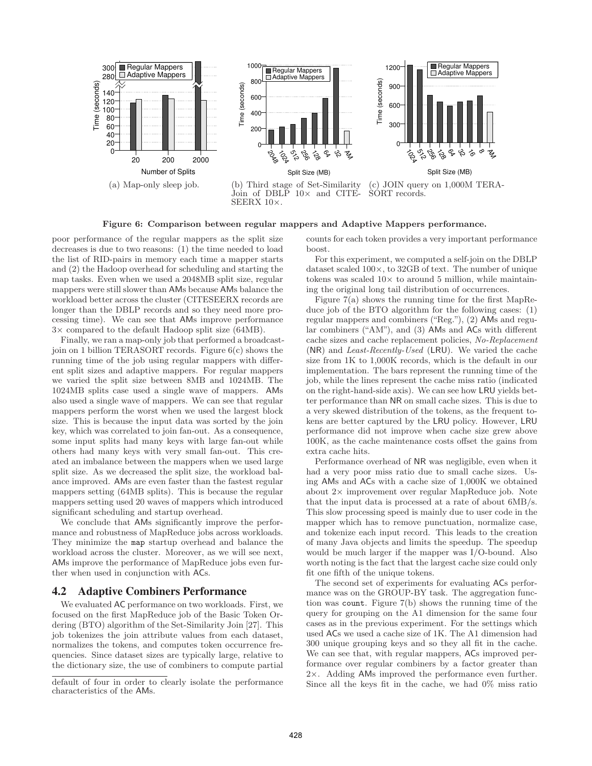(a) Map-only sleep job.

(b) Third stage of Set-Similarity Join of DBLP 10× and CITESEERX 10×.

(c) JOIN query on 1,000M TERASORT records.

**Figure 6: Comparison between regular mappers and Adaptive Mappers performance.**

poor performance of the regular mappers as the split size decreases is due to two reasons: (1) the time needed to load the list of RID-pairs in memory each time a mapper starts and (2) the Hadoop overhead for scheduling and starting the map tasks. Even when we used a 2048MB split size, regular mappers were still slower than AMs because AMs balance the workload better across the cluster (CITESEERX records are longer than the DBLP records and so they need more processing time). We can see that AMs improve performance 3× compared to the default Hadoop split size (64MB).

Finally, we ran a map-only job that performed a broadcast-join on 1 billion TERASORT records. Figure 6(c) shows the running time of the job using regular mappers with different split sizes and adaptive mappers. For regular mappers we varied the split size between 8MB and 1024MB. The 1024MB splits case used a single wave of mappers. AMs also used a single wave of mappers. We can see that regular mappers perform the worst when we used the largest block size. This is because the input data was sorted by the join key, which was correlated to join fan-out. As a consequence, some input splits had many keys with large fan-out while others had many keys with very small fan-out. This created an imbalance between the mappers when we used large split size. As we decreased the split size, the workload balance improved. AMs are even faster than the fastest regular mappers setting (64MB splits). This is because the regular mappers setting used 20 waves of mappers which introduced significant scheduling and startup overhead.

We conclude that AMs significantly improve the performance and robustness of MapReduce jobs across workloads. They minimize the `map` startup overhead and balance the workload across the cluster. Moreover, as we will see next, AMs improve the performance of MapReduce jobs even further when used in conjunction with ACs.

## 4.2 Adaptive Combiners Performance

We evaluated AC performance on two workloads. First, we focused on the first MapReduce job of the Basic Token Ordering (BTO) algorithm of the Set-Similarity Join [27]. This job tokenizes the join attribute values from each dataset, normalizes the tokens, and computes token occurrence frequencies. Since dataset sizes are typically large, relative to the dictionary size, the use of combiners to compute partial counts for each token provides a very important performance boost.

For this experiment, we computed a self-join on the DBLP dataset scaled 100×, to 32GB of text. The number of unique tokens was scaled 10× to around 5 million, while maintaining the original long tail distribution of occurrences.

Figure 7(a) shows the running time for the first MapReduce job of the BTO algorithm for the following cases: (1) regular mappers and combiners ("Reg."), (2) AMs and regular combiners ("AM"), and (3) AMs and ACs with different cache sizes and cache replacement policies, *No-Replacement* (NR) and *Least-Recently-Used* (LRU). We varied the cache size from 1K to 1,000K records, which is the default in our implementation. The bars represent the running time of the job, while the lines represent the cache miss ratio (indicated on the right-hand-side axis). We can see how LRU yields better performance than NR on small cache sizes. This is due to a very skewed distribution of the tokens, as the frequent tokens are better captured by the LRU policy. However, LRU performance did not improve when cache size grew above 100K, as the cache maintenance costs offset the gains from extra cache hits.

Performance overhead of NR was negligible, even when it had a very poor miss ratio due to small cache sizes. Using AMs and ACs with a cache size of 1,000K we obtained about 2× improvement over regular MapReduce job. Note that the input data is processed at a rate of about 6MB/s. This slow processing speed is mainly due to user code in the mapper which has to remove punctuation, normalize case, and tokenize each input record. This leads to the creation of many Java objects and limits the speedup. The speedup would be much larger if the mapper was I/O-bound. Also worth noting is the fact that the largest cache size could only fit one fifth of the unique tokens.

The second set of experiments for evaluating ACs performance was on the GROUP-BY task. The aggregation function was `count`. Figure 7(b) shows the running time of the query for grouping on the A1 dimension for the same four cases as in the previous experiment. For the settings which used ACs we used a cache size of 1K. The A1 dimension had 300 unique grouping keys and so they all fit in the cache. We can see that, with regular mappers, ACs improved performance over regular combiners by a factor greater than 2×. Adding AMs improved the performance even further. Since all the keys fit in the cache, we had 0% miss ratio

default of four in order to clearly isolate the performance characteristics of the AMs.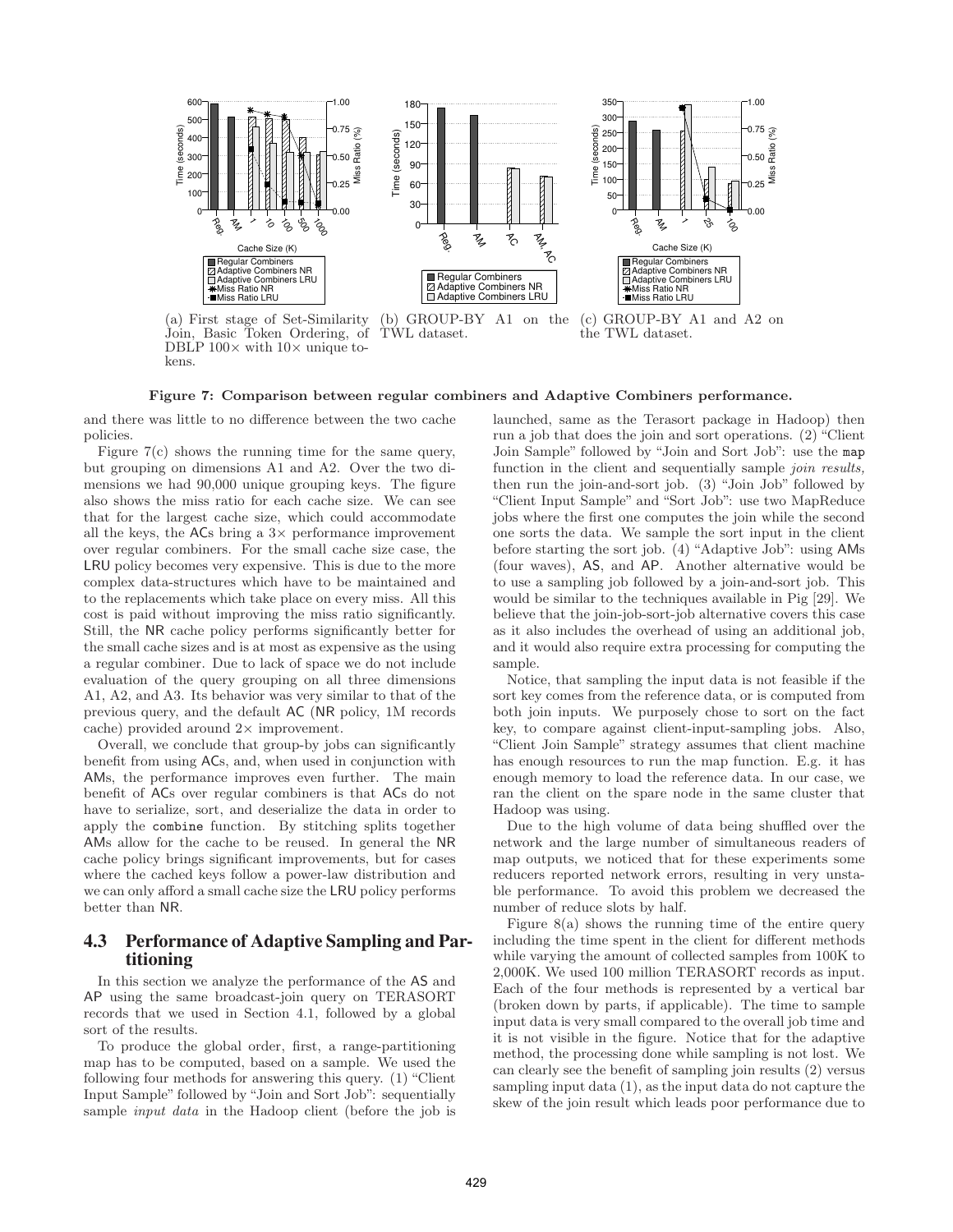(a) First stage of Set-Similarity Join, Basic Token Ordering, of DBLP 100× with 10× unique tokens.

(b) GROUP-BY A1 on the TWL dataset.

(c) GROUP-BY A1 and A2 on the TWL dataset.

**Figure 7: Comparison between regular combiners and Adaptive Combiners performance.**

and there was little to no difference between the two cache policies.

Figure 7(c) shows the running time for the same query, but grouping on dimensions A1 and A2. Over the two dimensions we had 90,000 unique grouping keys. The figure also shows the miss ratio for each cache size. We can see that for the largest cache size, which could accommodate all the keys, the ACs bring a 3× performance improvement over regular combiners. For the small cache size case, the LRU policy becomes very expensive. This is due to the more complex data-structures which have to be maintained and to the replacements which take place on every miss. All this cost is paid without improving the miss ratio significantly. Still, the NR cache policy performs significantly better for the small cache sizes and is at most as expensive as the using a regular combiner. Due to lack of space we do not include evaluation of the query grouping on all three dimensions A1, A2, and A3. Its behavior was very similar to that of the previous query, and the default AC (NR policy, 1M records cache) provided around 2× improvement.

Overall, we conclude that group-by jobs can significantly benefit from using ACs, and, when used in conjunction with AMs, the performance improves even further. The main benefit of ACs over regular combiners is that ACs do not have to serialize, sort, and deserialize the data in order to apply the combine function. By stitching splits together AMs allow for the cache to be reused. In general the NR cache policy brings significant improvements, but for cases where the cached keys follow a power-law distribution and we can only afford a small cache size the LRU policy performs better than NR.

## 4.3 Performance of Adaptive Sampling and Partitioning

In this section we analyze the performance of the AS and AP using the same broadcast-join query on TERASORT records that we used in Section 4.1, followed by a global sort of the results.

To produce the global order, first, a range-partitioning map has to be computed, based on a sample. We used the following four methods for answering this query. (1) "Client Input Sample" followed by "Join and Sort Job": sequentially sample *input data* in the Hadoop client (before the job is launched, same as the Terasort package in Hadoop) then run a job that does the join and sort operations. (2) "Client Join Sample" followed by "Join and Sort Job": use the map function in the client and sequentially sample *join results*, then run the join-and-sort job. (3) "Join Job" followed by "Client Input Sample" and "Sort Job": use two MapReduce jobs where the first one computes the join while the second one sorts the data. We sample the sort input in the client before starting the sort job. (4) "Adaptive Job": using AMs (four waves), AS, and AP. Another alternative would be to use a sampling job followed by a join-and-sort job. This would be similar to the techniques available in Pig [29]. We believe that the join-job-sort-job alternative covers this case as it also includes the overhead of using an additional job, and it would also require extra processing for computing the sample.

Notice, that sampling the input data is not feasible if the sort key comes from the reference data, or is computed from both join inputs. We purposely chose to sort on the fact key, to compare against client-input-sampling jobs. Also, "Client Join Sample" strategy assumes that client machine has enough resources to run the map function. E.g. it has enough memory to load the reference data. In our case, we ran the client on the spare node in the same cluster that Hadoop was using.

Due to the high volume of data being shuffled over the network and the large number of simultaneous readers of map outputs, we noticed that for these experiments some reducers reported network errors, resulting in very unstable performance. To avoid this problem we decreased the number of reduce slots by half.

Figure 8(a) shows the running time of the entire query including the time spent in the client for different methods while varying the amount of collected samples from 100K to 2,000K. We used 100 million TERASORT records as input. Each of the four methods is represented by a vertical bar (broken down by parts, if applicable). The time to sample input data is very small compared to the overall job time and it is not visible in the figure. Notice that for the adaptive method, the processing done while sampling is not lost. We can clearly see the benefit of sampling join results (2) versus sampling input data (1), as the input data do not capture the skew of the join result which leads poor performance due to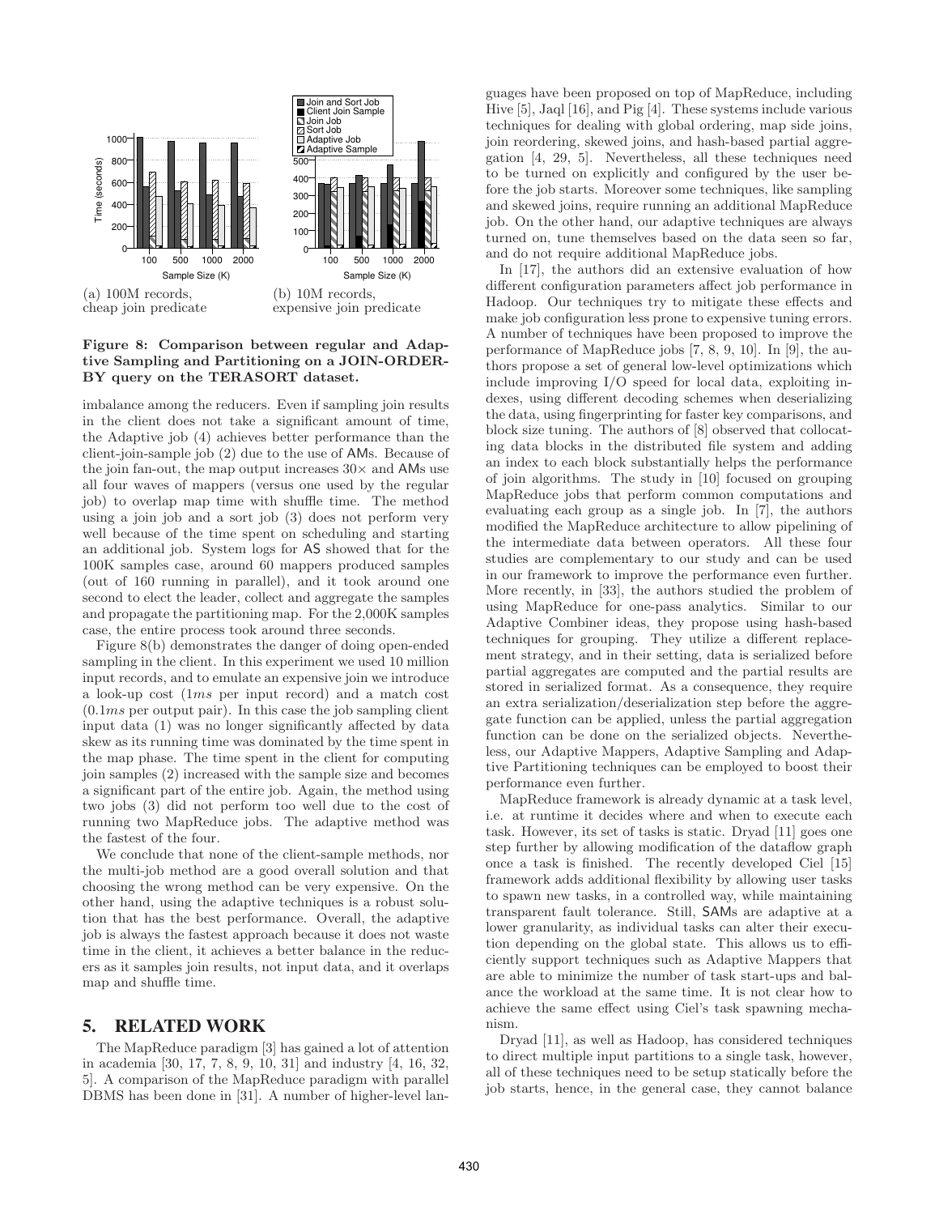Join and Sort Job
Client Join Sample
Join Job
Sort Job
Adaptive Job
Adaptive Sample

Time (seconds)

1000
800
600
400
200
0

100 500 1000 2000
Sample Size (K)

(a) 100M records, cheap join predicate

500
400
300
200
100
0

100 500 1000 2000
Sample Size (K)

(b) 10M records, expensive join predicate

**Figure 8: Comparison between regular and Adaptive Sampling and Partitioning on a JOIN-ORDER-BY query on the TERASORT dataset.**

imbalance among the reducers. Even if sampling join results in the client does not take a significant amount of time, the Adaptive job (4) achieves better performance than the client-join-sample job (2) due to the use of AMs. Because of the join fan-out, the map output increases 30× and AMs use all four waves of mappers (versus one used by the regular job) to overlap map time with shuffle time. The method using a join job and a sort job (3) does not perform very well because of the time spent on scheduling and starting an additional job. System logs for AS showed that for the 100K samples case, around 60 mappers produced samples (out of 160 running in parallel), and it took around one second to elect the leader, collect and aggregate the samples and propagate the partitioning map. For the 2,000K samples case, the entire process took around three seconds.

Figure 8(b) demonstrates the danger of doing open-ended sampling in the client. In this experiment we used 10 million input records, and to emulate an expensive join we introduce a look-up cost (1*ms* per input record) and a match cost (0.1*ms* per output pair). In this case the job sampling client input data (1) was no longer significantly affected by data skew as its running time was dominated by the time spent in the map phase. The time spent in the client for computing join samples (2) increased with the sample size and becomes a significant part of the entire job. Again, the method using two jobs (3) did not perform too well due to the cost of running two MapReduce jobs. The adaptive method was the fastest of the four.

We conclude that none of the client-sample methods, nor the multi-job method are a good overall solution and that choosing the wrong method can be very expensive. On the other hand, using the adaptive techniques is a robust solution that has the best performance. Overall, the adaptive job is always the fastest approach because it does not waste time in the client, it achieves a better balance in the reducers as it samples join results, not input data, and it overlaps map and shuffle time.

## 5. RELATED WORK

The MapReduce paradigm [3] has gained a lot of attention in academia [30, 17, 7, 8, 9, 10, 31] and industry [4, 16, 32, 5]. A comparison of the MapReduce paradigm with parallel DBMS has been done in [31]. A number of higher-level languages have been proposed on top of MapReduce, including Hive [5], Jaql [16], and Pig [4]. These systems include various techniques for dealing with global ordering, map side joins, join reordering, skewed joins, and hash-based partial aggregation [4, 29, 5]. Nevertheless, all these techniques need to be turned on explicitly and configured by the user before the job starts. Moreover some techniques, like sampling and skewed joins, require running an additional MapReduce job. On the other hand, our adaptive techniques are always turned on, tune themselves based on the data seen so far, and do not require additional MapReduce jobs.

In [17], the authors did an extensive evaluation of how different configuration parameters affect job performance in Hadoop. Our techniques try to mitigate these effects and make job configuration less prone to expensive tuning errors. A number of techniques have been proposed to improve the performance of MapReduce jobs [7, 8, 9, 10]. In [9], the authors propose a set of general low-level optimizations which include improving I/O speed for local data, exploiting indexes, using different decoding schemes when deserializing the data, using fingerprinting for faster key comparisons, and block size tuning. The authors of [8] observed that collocating data blocks in the distributed file system and adding an index to each block substantially helps the performance of join algorithms. The study in [10] focused on grouping MapReduce jobs that perform common computations and evaluating each group as a single job. In [7], the authors modified the MapReduce architecture to allow pipelining of the intermediate data between operators. All these four studies are complementary to our study and can be used in our framework to improve the performance even further. More recently, in [33], the authors studied the problem of using MapReduce for one-pass analytics. Similar to our Adaptive Combiner ideas, they propose using hash-based techniques for grouping. They utilize a different replacement strategy, and in their setting, data is serialized before partial aggregates are computed and the partial results are stored in serialized format. As a consequence, they require an extra serialization/deserialization step before the aggregate function can be applied, unless the partial aggregation function can be done on the serialized objects. Nevertheless, our Adaptive Mappers, Adaptive Sampling and Adaptive Partitioning techniques can be employed to boost their performance even further.

MapReduce framework is already dynamic at a task level, i.e. at runtime it decides where and when to execute each task. However, its set of tasks is static. Dryad [11] goes one step further by allowing modification of the dataflow graph once a task is finished. The recently developed Ciel [15] framework adds additional flexibility by allowing user tasks to spawn new tasks, in a controlled way, while maintaining transparent fault tolerance. Still, SAMs are adaptive at a lower granularity, as individual tasks can alter their execution depending on the global state. This allows us to efficiently support techniques such as Adaptive Mappers that are able to minimize the number of task start-ups and balance the workload at the same time. It is not clear how to achieve the same effect using Ciel's task spawning mechanism.

Dryad [11], as well as Hadoop, has considered techniques to direct multiple input partitions to a single task, however, all of these techniques need to be setup statically before the job starts, hence, in the general case, they cannot balance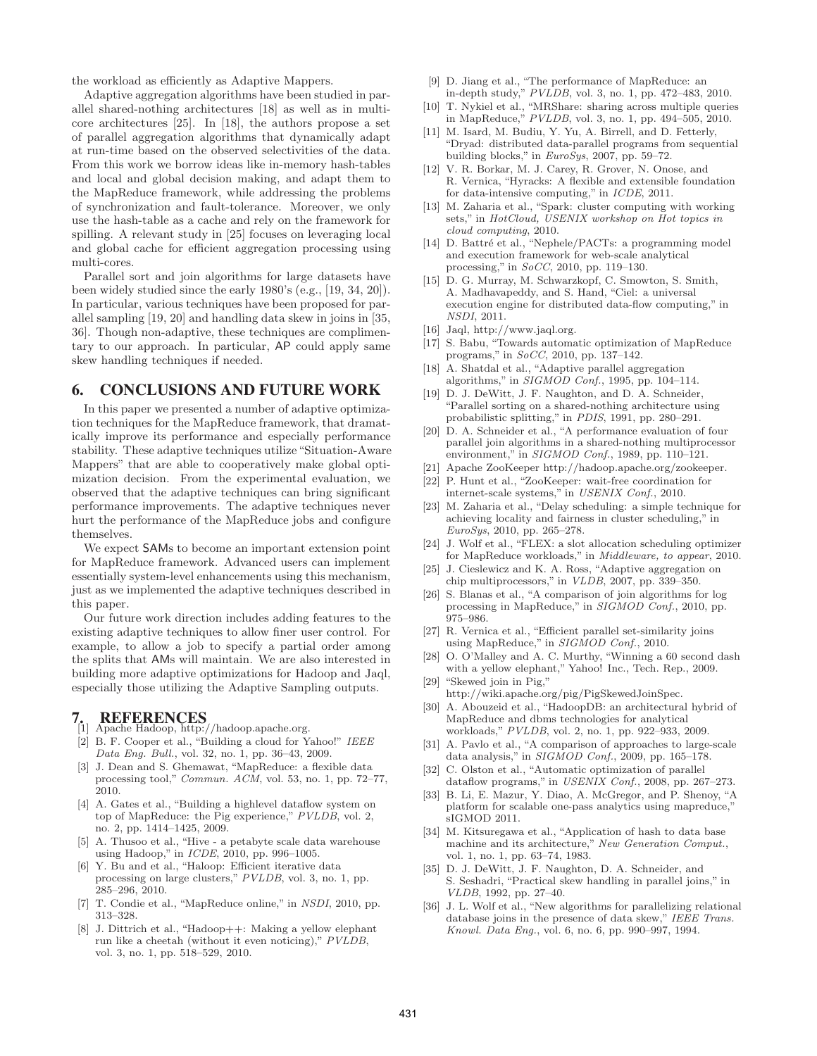the workload as efficiently as Adaptive Mappers.

Adaptive aggregation algorithms have been studied in parallel shared-nothing architectures [18] as well as in multi-core architectures [25]. In [18], the authors propose a set of parallel aggregation algorithms that dynamically adapt at run-time based on the observed selectivities of the data. From this work we borrow ideas like in-memory hash-tables and local and global decision making, and adapt them to the MapReduce framework, while addressing the problems of synchronization and fault-tolerance. Moreover, we only use the hash-table as a cache and rely on the framework for spilling. A relevant study in [25] focuses on leveraging local and global cache for efficient aggregation processing using multi-cores.

Parallel sort and join algorithms for large datasets have been widely studied since the early 1980's (e.g., [19, 34, 20]). In particular, various techniques have been proposed for parallel sampling [19, 20] and handling data skew in joins in [35, 36]. Though non-adaptive, these techniques are complimentary to our approach. In particular, AP could apply same skew handling techniques if needed.

## 6. CONCLUSIONS AND FUTURE WORK

In this paper we presented a number of adaptive optimization techniques for the MapReduce framework, that dramatically improve its performance and especially performance stability. These adaptive techniques utilize "Situation-Aware Mappers" that are able to cooperatively make global optimization decision. From the experimental evaluation, we observed that the adaptive techniques can bring significant performance improvements. The adaptive techniques never hurt the performance of the MapReduce jobs and configure themselves.

We expect SAMs to become an important extension point for MapReduce framework. Advanced users can implement essentially system-level enhancements using this mechanism, just as we implemented the adaptive techniques described in this paper.

Our future work direction includes adding features to the existing adaptive techniques to allow finer user control. For example, to allow a job to specify a partial order among the splits that AMs will maintain. We are also interested in building more adaptive optimizations for Hadoop and Jaql, especially those utilizing the Adaptive Sampling outputs.

## 7. REFERENCES

[1] Apache Hadoop, http://hadoop.apache.org.

[2] B. F. Cooper et al., "Building a cloud for Yahoo!" *IEEE Data Eng. Bull.*, vol. 32, no. 1, pp. 36–43, 2009.

[3] J. Dean and S. Ghemawat, "MapReduce: a flexible data processing tool," *Commun. ACM*, vol. 53, no. 1, pp. 72–77, 2010.

[4] A. Gates et al., "Building a highlevel dataflow system on top of MapReduce: the Pig experience," *PVLDB*, vol. 2, no. 2, pp. 1414–1425, 2009.

[5] A. Thusoo et al., "Hive - a petabyte scale data warehouse using Hadoop," in *ICDE*, 2010, pp. 996–1005.

[6] Y. Bu and et al., "Haloop: Efficient iterative data processing on large clusters," *PVLDB*, vol. 3, no. 1, pp. 285–296, 2010.

[7] T. Condie et al., "MapReduce online," in *NSDI*, 2010, pp. 313–328.

[8] J. Dittrich et al., "Hadoop++: Making a yellow elephant run like a cheetah (without it even noticing)," *PVLDB*, vol. 3, no. 1, pp. 518–529, 2010.

[9] D. Jiang et al., "The performance of MapReduce: an in-depth study," *PVLDB*, vol. 3, no. 1, pp. 472–483, 2010.

[10] T. Nykiel et al., "MRShare: sharing across multiple queries in MapReduce," *PVLDB*, vol. 3, no. 1, pp. 494–505, 2010.

[11] M. Isard, M. Budiu, Y. Yu, A. Birrell, and D. Fetterly, "Dryad: distributed data-parallel programs from sequential building blocks," in *EuroSys*, 2007, pp. 59–72.

[12] V. R. Borkar, M. J. Carey, R. Grover, N. Onose, and R. Vernica, "Hyracks: A flexible and extensible foundation for data-intensive computing," in *ICDE*, 2011.

[13] M. Zaharia et al., "Spark: cluster computing with working sets," in *HotCloud, USENIX workshop on Hot topics in cloud computing*, 2010.

[14] D. Battré et al., "Nephele/PACTs: a programming model and execution framework for web-scale analytical processing," in *SoCC*, 2010, pp. 119–130.

[15] D. G. Murray, M. Schwarzkopf, C. Smowton, S. Smith, A. Madhavapeddy, and S. Hand, "Ciel: a universal execution engine for distributed data-flow computing," in *NSDI*, 2011.

[16] Jaql, http://www.jaql.org.

[17] S. Babu, "Towards automatic optimization of MapReduce programs," in *SoCC*, 2010, pp. 137–142.

[18] A. Shatdal et al., "Adaptive parallel aggregation algorithms," in *SIGMOD Conf.*, 1995, pp. 104–114.

[19] D. J. DeWitt, J. F. Naughton, and D. A. Schneider, "Parallel sorting on a shared-nothing architecture using probabilistic splitting," in *PDIS*, 1991, pp. 280–291.

[20] D. A. Schneider et al., "A performance evaluation of four parallel join algorithms in a shared-nothing multiprocessor environment," in *SIGMOD Conf.*, 1989, pp. 110–121.

[21] Apache ZooKeeper http://hadoop.apache.org/zookeeper.

[22] P. Hunt et al., "ZooKeeper: wait-free coordination for internet-scale systems," in *USENIX Conf.*, 2010.

[23] M. Zaharia et al., "Delay scheduling: a simple technique for achieving locality and fairness in cluster scheduling," in *EuroSys*, 2010, pp. 265–278.

[24] J. Wolf et al., "FLEX: a slot allocation scheduling optimizer for MapReduce workloads," in *Middleware, to appear*, 2010.

[25] J. Cieslewicz and K. A. Ross, "Adaptive aggregation on chip multiprocessors," in *VLDB*, 2007, pp. 339–350.

[26] S. Blanas et al., "A comparison of join algorithms for log processing in MapReduce," in *SIGMOD Conf.*, 2010, pp. 975–986.

[27] R. Vernica et al., "Efficient parallel set-similarity joins using MapReduce," in *SIGMOD Conf.*, 2010.

[28] O. O'Malley and A. C. Murthy, "Winning a 60 second dash with a yellow elephant," Yahoo! Inc., Tech. Rep., 2009.

[29] "Skewed join in Pig," http://wiki.apache.org/pig/PigSkewedJoinSpec.

[30] A. Abouzeid et al., "HadoopDB: an architectural hybrid of MapReduce and dbms technologies for analytical workloads," *PVLDB*, vol. 2, no. 1, pp. 922–933, 2009.

[31] A. Pavlo et al., "A comparison of approaches to large-scale data analysis," in *SIGMOD Conf.*, 2009, pp. 165–178.

[32] C. Olston et al., "Automatic optimization of parallel dataflow programs," in *USENIX Conf.*, 2008, pp. 267–273.

[33] B. Li, E. Mazur, Y. Diao, A. McGregor, and P. Shenoy, "A platform for scalable one-pass analytics using mapreduce," sIGMOD 2011.

[34] M. Kitsuregawa et al., "Application of hash to data base machine and its architecture," *New Generation Comput.*, vol. 1, no. 1, pp. 63–74, 1983.

[35] D. J. DeWitt, J. F. Naughton, D. A. Schneider, and S. Seshadri, "Practical skew handling in parallel joins," in *VLDB*, 1992, pp. 27–40.

[36] J. L. Wolf et al., "New algorithms for parallelizing relational database joins in the presence of data skew," *IEEE Trans. Knowl. Data Eng.*, vol. 6, no. 6, pp. 990–997, 1994.